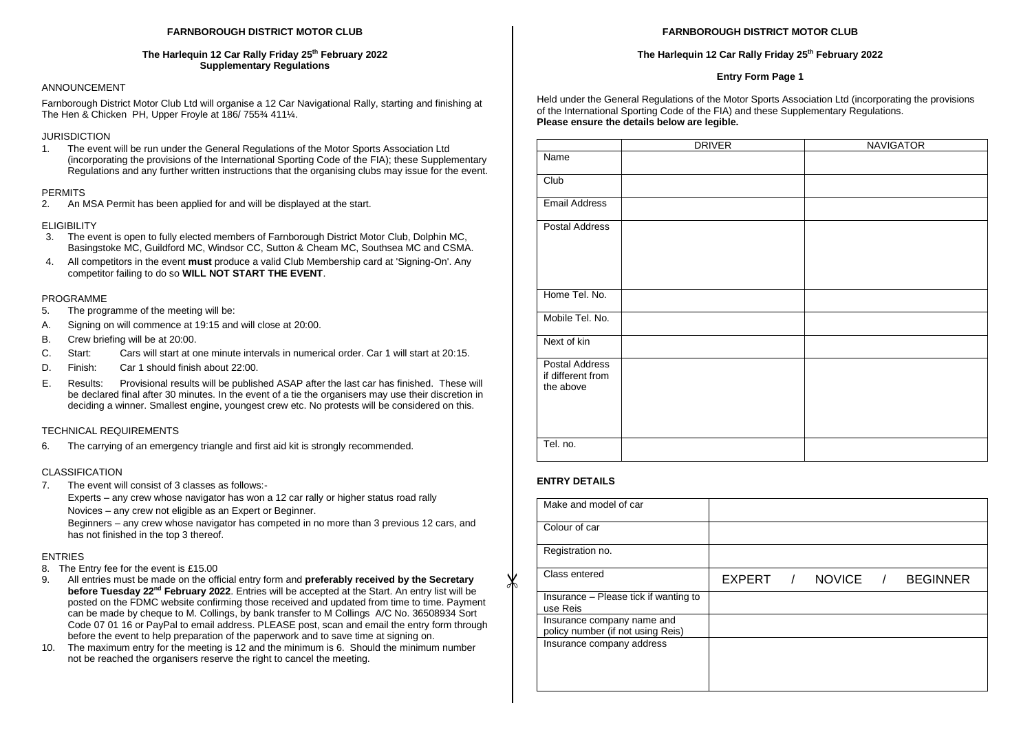# FARNBOROUGH DISTRICT MOTOR CLUB

## The Harlequin 12 Car Rally Friday 25th February 2022
## Supplementary Regulations

ANNOUNCEMENT

Farnborough District Motor Club Ltd will organise a 12 Car Navigational Rally, starting and finishing at The Hen & Chicken PH, Upper Froyle at 186/ 755¾ 411¼.

JURISDICTION

1. The event will be run under the General Regulations of the Motor Sports Association Ltd (incorporating the provisions of the International Sporting Code of the FIA); these Supplementary Regulations and any further written instructions that the organising clubs may issue for the event.

PERMITS

2. An MSA Permit has been applied for and will be displayed at the start.

ELIGIBILITY

3. The event is open to fully elected members of Farnborough District Motor Club, Dolphin MC, Basingstoke MC, Guildford MC, Windsor CC, Sutton & Cheam MC, Southsea MC and CSMA.
4. All competitors in the event **must** produce a valid Club Membership card at 'Signing-On'. Any competitor failing to do so **WILL NOT START THE EVENT**.

PROGRAMME

5. The programme of the meeting will be:

A. Signing on will commence at 19:15 and will close at 20:00.

B. Crew briefing will be at 20:00.

C. Start: Cars will start at one minute intervals in numerical order. Car 1 will start at 20:15.

D. Finish: Car 1 should finish about 22:00.

E. Results: Provisional results will be published ASAP after the last car has finished. These will be declared final after 30 minutes. In the event of a tie the organisers may use their discretion in deciding a winner. Smallest engine, youngest crew etc. No protests will be considered on this.

TECHNICAL REQUIREMENTS

6. The carrying of an emergency triangle and first aid kit is strongly recommended.

CLASSIFICATION

7. The event will consist of 3 classes as follows:-

Experts – any crew whose navigator has won a 12 car rally or higher status road rally

Novices – any crew not eligible as an Expert or Beginner.

Beginners – any crew whose navigator has competed in no more than 3 previous 12 cars, and has not finished in the top 3 thereof.

ENTRIES

8. The Entry fee for the event is £15.00
9. All entries must be made on the official entry form and **preferably received by the Secretary before Tuesday 22nd February 2022**. Entries will be accepted at the Start. An entry list will be posted on the FDMC website confirming those received and updated from time to time. Payment can be made by cheque to M. Collings, by bank transfer to M Collings A/C No. 36508934 Sort Code 07 01 16 or PayPal to email address. PLEASE post, scan and email the entry form through before the event to help preparation of the paperwork and to save time at signing on.
10. The maximum entry for the meeting is 12 and the minimum is 6. Should the minimum number not be reached the organisers reserve the right to cancel the meeting.

# FARNBOROUGH DISTRICT MOTOR CLUB

## The Harlequin 12 Car Rally Friday 25th February 2022

### Entry Form Page 1

Held under the General Regulations of the Motor Sports Association Ltd (incorporating the provisions of the International Sporting Code of the FIA) and these Supplementary Regulations.
**Please ensure the details below are legible.**

| | DRIVER | NAVIGATOR |
|---|---|---|
| Name | | |
| Club | | |
| Email Address | | |
| Postal Address | | |
| Home Tel. No. | | |
| Mobile Tel. No. | | |
| Next of kin | | |
| Postal Address if different from the above | | |
| Tel. no. | | |

**ENTRY DETAILS**

| | |
|---|---|
| Make and model of car | |
| Colour of car | |
| Registration no. | |
| Class entered | EXPERT / NOVICE / BEGINNER |
| Insurance – Please tick if wanting to use Reis | |
| Insurance company name and policy number (if not using Reis) | |
| Insurance company address | |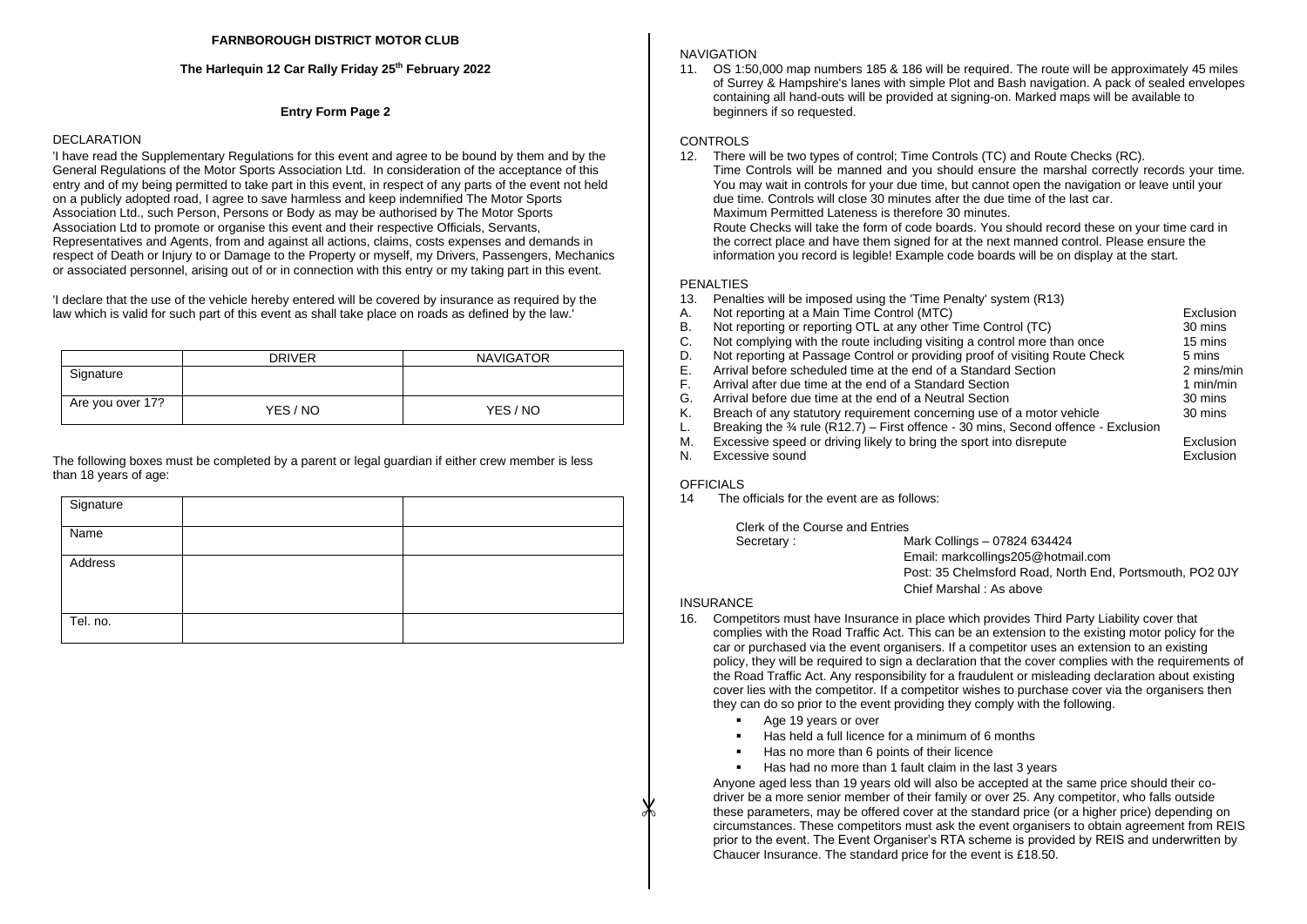**FARNBOROUGH DISTRICT MOTOR CLUB**

**The Harlequin 12 Car Rally Friday 25th February 2022**

**Entry Form Page 2**

DECLARATION

'I have read the Supplementary Regulations for this event and agree to be bound by them and by the General Regulations of the Motor Sports Association Ltd. In consideration of the acceptance of this entry and of my being permitted to take part in this event, in respect of any parts of the event not held on a publicly adopted road, I agree to save harmless and keep indemnified The Motor Sports Association Ltd., such Person, Persons or Body as may be authorised by The Motor Sports Association Ltd to promote or organise this event and their respective Officials, Servants, Representatives and Agents, from and against all actions, claims, costs expenses and demands in respect of Death or Injury to or Damage to the Property or myself, my Drivers, Passengers, Mechanics or associated personnel, arising out of or in connection with this entry or my taking part in this event.

'I declare that the use of the vehicle hereby entered will be covered by insurance as required by the law which is valid for such part of this event as shall take place on roads as defined by the law.'

| | DRIVER | NAVIGATOR |
|---|---|---|
| Signature | | |
| Are you over 17? | YES / NO | YES / NO |

The following boxes must be completed by a parent or legal guardian if either crew member is less than 18 years of age:

| | | |
|---|---|---|
| Signature | | |
| Name | | |
| Address | | |
| Tel. no. | | |

NAVIGATION

11. OS 1:50,000 map numbers 185 & 186 will be required. The route will be approximately 45 miles of Surrey & Hampshire's lanes with simple Plot and Bash navigation. A pack of sealed envelopes containing all hand-outs will be provided at signing-on. Marked maps will be available to beginners if so requested.

CONTROLS

12. There will be two types of control; Time Controls (TC) and Route Checks (RC).
    Time Controls will be manned and you should ensure the marshal correctly records your time. You may wait in controls for your due time, but cannot open the navigation or leave until your due time. Controls will close 30 minutes after the due time of the last car.
    Maximum Permitted Lateness is therefore 30 minutes.
    Route Checks will take the form of code boards. You should record these on your time card in the correct place and have them signed for at the next manned control. Please ensure the information you record is legible! Example code boards will be on display at the start.

PENALTIES

13. Penalties will be imposed using the 'Time Penalty' system (R13)

| | | |
|---|---|---|
| A. | Not reporting at a Main Time Control (MTC) | Exclusion |
| B. | Not reporting or reporting OTL at any other Time Control (TC) | 30 mins |
| C. | Not complying with the route including visiting a control more than once | 15 mins |
| D. | Not reporting at Passage Control or providing proof of visiting Route Check | 5 mins |
| E. | Arrival before scheduled time at the end of a Standard Section | 2 mins/min |
| F. | Arrival after due time at the end of a Standard Section | 1 min/min |
| G. | Arrival before due time at the end of a Neutral Section | 30 mins |
| K. | Breach of any statutory requirement concerning use of a motor vehicle | 30 mins |
| L. | Breaking the ¾ rule (R12.7) – First offence - 30 mins, Second offence - Exclusion | |
| M. | Excessive speed or driving likely to bring the sport into disrepute | Exclusion |
| N. | Excessive sound | Exclusion |

OFFICIALS

14 The officials for the event are as follows:

Clerk of the Course and Entries
Secretary : Mark Collings – 07824 634424
Email: markcollings205@hotmail.com
Post: 35 Chelmsford Road, North End, Portsmouth, PO2 0JY
Chief Marshal : As above

INSURANCE

16. Competitors must have Insurance in place which provides Third Party Liability cover that complies with the Road Traffic Act. This can be an extension to the existing motor policy for the car or purchased via the event organisers. If a competitor uses an extension to an existing policy, they will be required to sign a declaration that the cover complies with the requirements of the Road Traffic Act. Any responsibility for a fraudulent or misleading declaration about existing cover lies with the competitor. If a competitor wishes to purchase cover via the organisers then they can do so prior to the event providing they comply with the following.
    - Age 19 years or over
    - Has held a full licence for a minimum of 6 months
    - Has no more than 6 points of their licence
    - Has had no more than 1 fault claim in the last 3 years

    Anyone aged less than 19 years old will also be accepted at the same price should their co-driver be a more senior member of their family or over 25. Any competitor, who falls outside these parameters, may be offered cover at the standard price (or a higher price) depending on circumstances. These competitors must ask the event organisers to obtain agreement from REIS prior to the event. The Event Organiser's RTA scheme is provided by REIS and underwritten by Chaucer Insurance. The standard price for the event is £18.50.